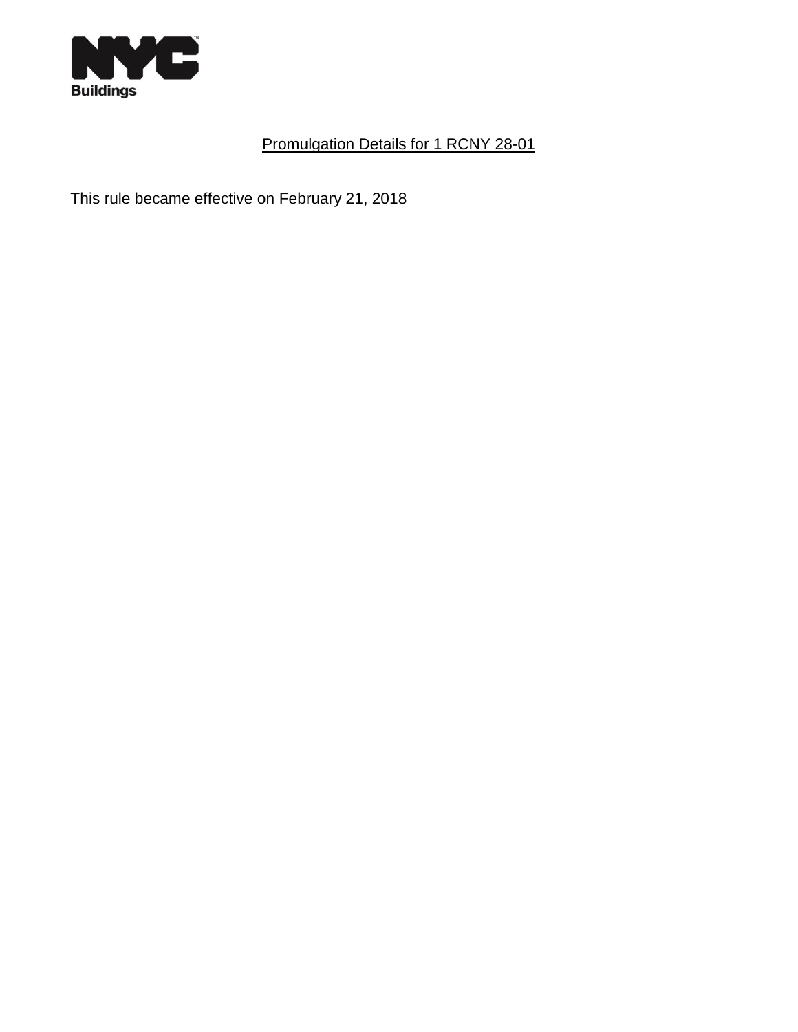NYC Buildings

Promulgation Details for 1 RCNY 28-01

This rule became effective on February 21, 2018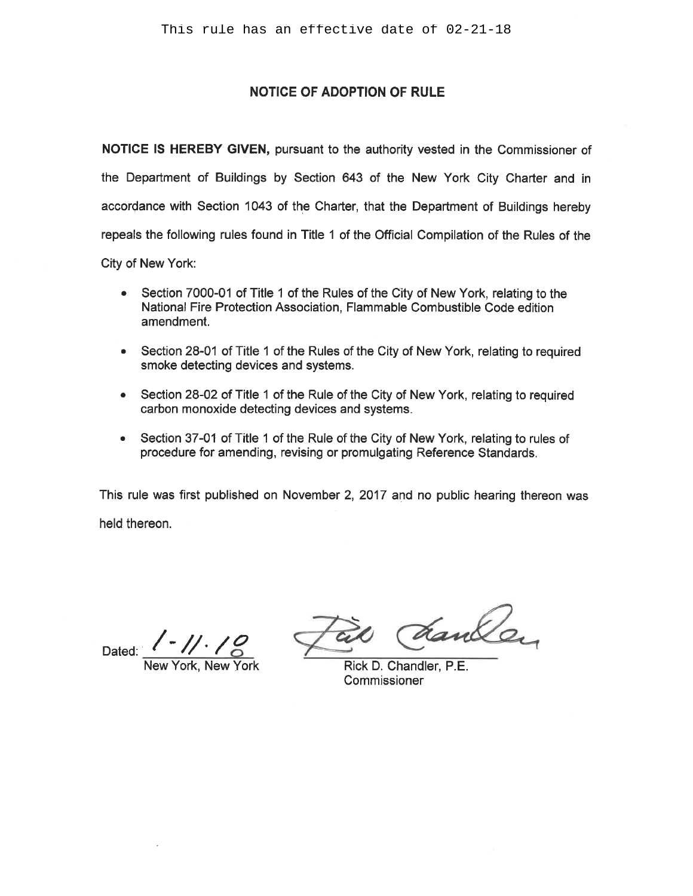This rule has an effective date of 02-21-18

## NOTICE OF ADOPTION OF RULE

**NOTICE IS HEREBY GIVEN,** pursuant to the authority vested in the Commissioner of the Department of Buildings by Section 643 of the New York City Charter and in accordance with Section 1043 of the Charter, that the Department of Buildings hereby repeals the following rules found in Title 1 of the Official Compilation of the Rules of the City of New York:

- Section 7000-01 of Title 1 of the Rules of the City of New York, relating to the National Fire Protection Association, Flammable Combustible Code edition amendment.
- Section 28-01 of Title 1 of the Rules of the City of New York, relating to required smoke detecting devices and systems.
- Section 28-02 of Title 1 of the Rule of the City of New York, relating to required carbon monoxide detecting devices and systems.
- Section 37-01 of Title 1 of the Rule of the City of New York, relating to rules of procedure for amending, revising or promulgating Reference Standards.

This rule was first published on November 2, 2017 and no public hearing thereon was held thereon.

Dated: 1-11-18
New York, New York

Rick D. Chandler, P.E.
Commissioner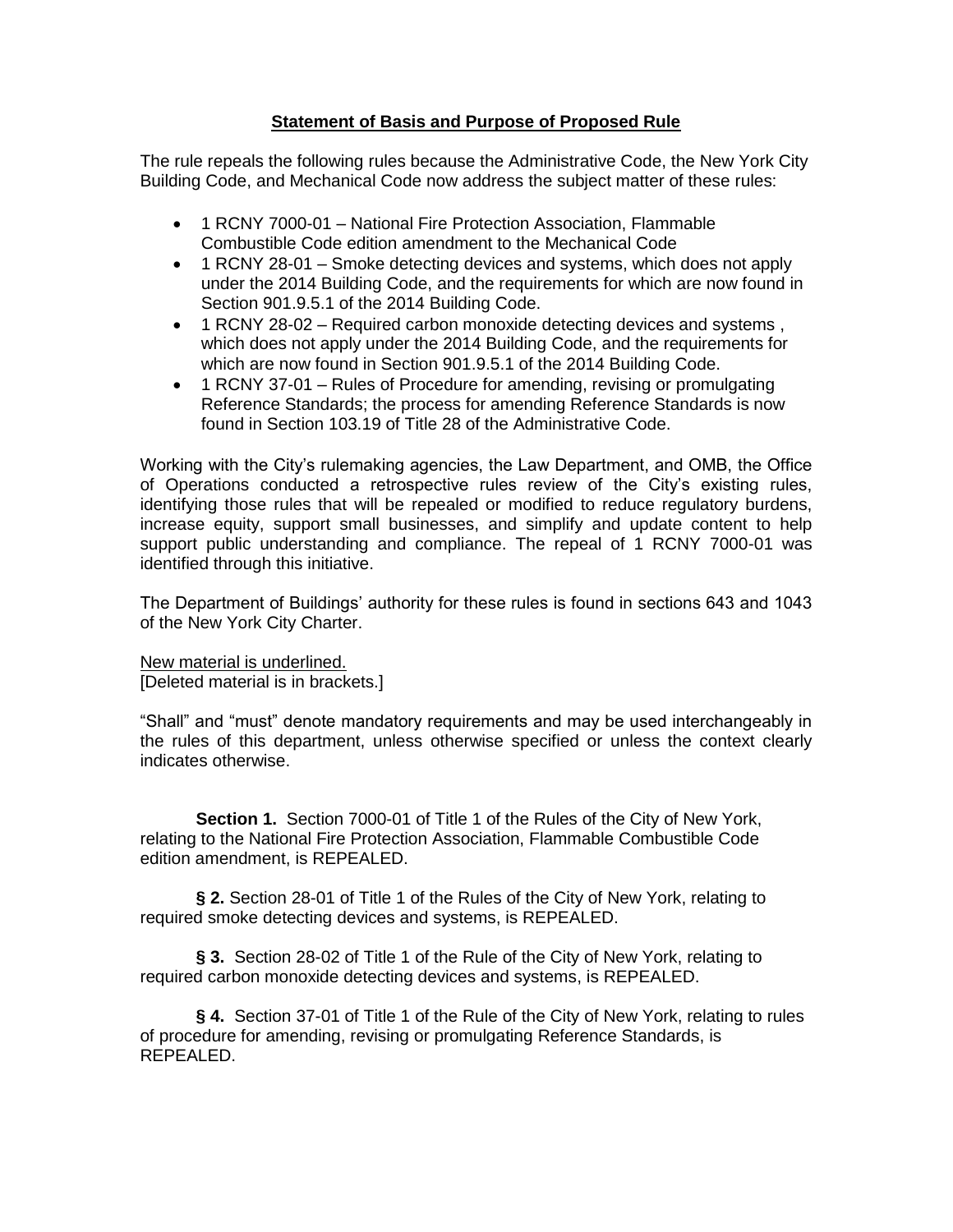## **Statement of Basis and Purpose of Proposed Rule**

The rule repeals the following rules because the Administrative Code, the New York City Building Code, and Mechanical Code now address the subject matter of these rules:

- 1 RCNY 7000-01 – National Fire Protection Association, Flammable Combustible Code edition amendment to the Mechanical Code
- 1 RCNY 28-01 – Smoke detecting devices and systems, which does not apply under the 2014 Building Code, and the requirements for which are now found in Section 901.9.5.1 of the 2014 Building Code.
- 1 RCNY 28-02 – Required carbon monoxide detecting devices and systems , which does not apply under the 2014 Building Code, and the requirements for which are now found in Section 901.9.5.1 of the 2014 Building Code.
- 1 RCNY 37-01 – Rules of Procedure for amending, revising or promulgating Reference Standards; the process for amending Reference Standards is now found in Section 103.19 of Title 28 of the Administrative Code.

Working with the City's rulemaking agencies, the Law Department, and OMB, the Office of Operations conducted a retrospective rules review of the City's existing rules, identifying those rules that will be repealed or modified to reduce regulatory burdens, increase equity, support small businesses, and simplify and update content to help support public understanding and compliance. The repeal of 1 RCNY 7000-01 was identified through this initiative.

The Department of Buildings' authority for these rules is found in sections 643 and 1043 of the New York City Charter.

<u>New material is underlined.</u>
[Deleted material is in brackets.]

"Shall" and "must" denote mandatory requirements and may be used interchangeably in the rules of this department, unless otherwise specified or unless the context clearly indicates otherwise.

**Section 1.** Section 7000-01 of Title 1 of the Rules of the City of New York, relating to the National Fire Protection Association, Flammable Combustible Code edition amendment, is REPEALED.

**§ 2.** Section 28-01 of Title 1 of the Rules of the City of New York, relating to required smoke detecting devices and systems, is REPEALED.

**§ 3.** Section 28-02 of Title 1 of the Rule of the City of New York, relating to required carbon monoxide detecting devices and systems, is REPEALED.

**§ 4.** Section 37-01 of Title 1 of the Rule of the City of New York, relating to rules of procedure for amending, revising or promulgating Reference Standards, is REPEALED.